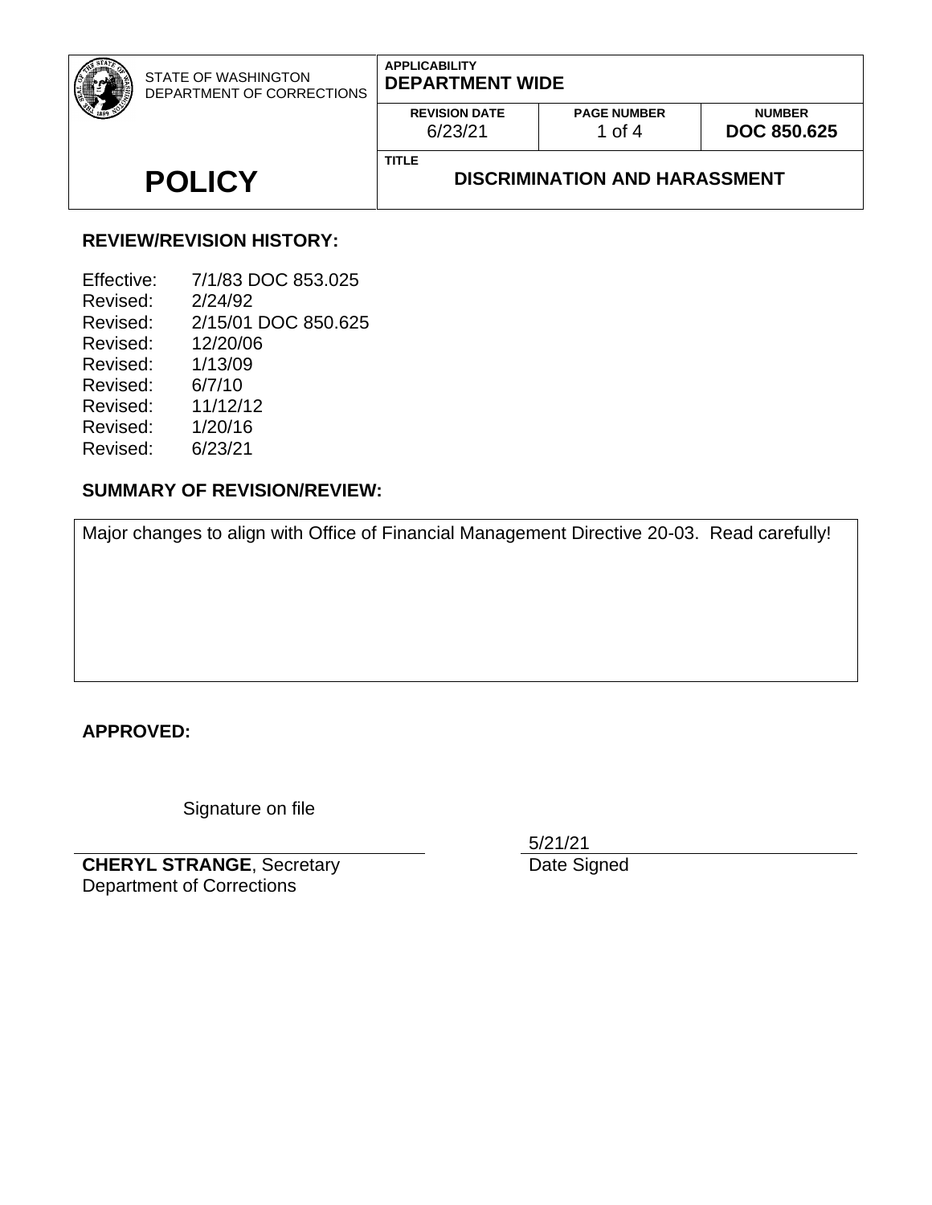| STATE OF WASHINGTON DEPARTMENT OF CORRECTIONS | APPLICABILITY **DEPARTMENT WIDE** | | |
|---|---|---|---|
| | **REVISION DATE** 6/23/21 | **PAGE NUMBER** 1 of 4 | **NUMBER** **DOC 850.625** |
| **POLICY** | **TITLE** **DISCRIMINATION AND HARASSMENT** | | |

**REVIEW/REVISION HISTORY:**

Effective: 7/1/83 DOC 853.025
Revised: 2/24/92
Revised: 2/15/01 DOC 850.625
Revised: 12/20/06
Revised: 1/13/09
Revised: 6/7/10
Revised: 11/12/12
Revised: 1/20/16
Revised: 6/23/21

**SUMMARY OF REVISION/REVIEW:**

Major changes to align with Office of Financial Management Directive 20-03. Read carefully!

**APPROVED:**

Signature on file

**CHERYL STRANGE**, Secretary
Department of Corrections

5/21/21
Date Signed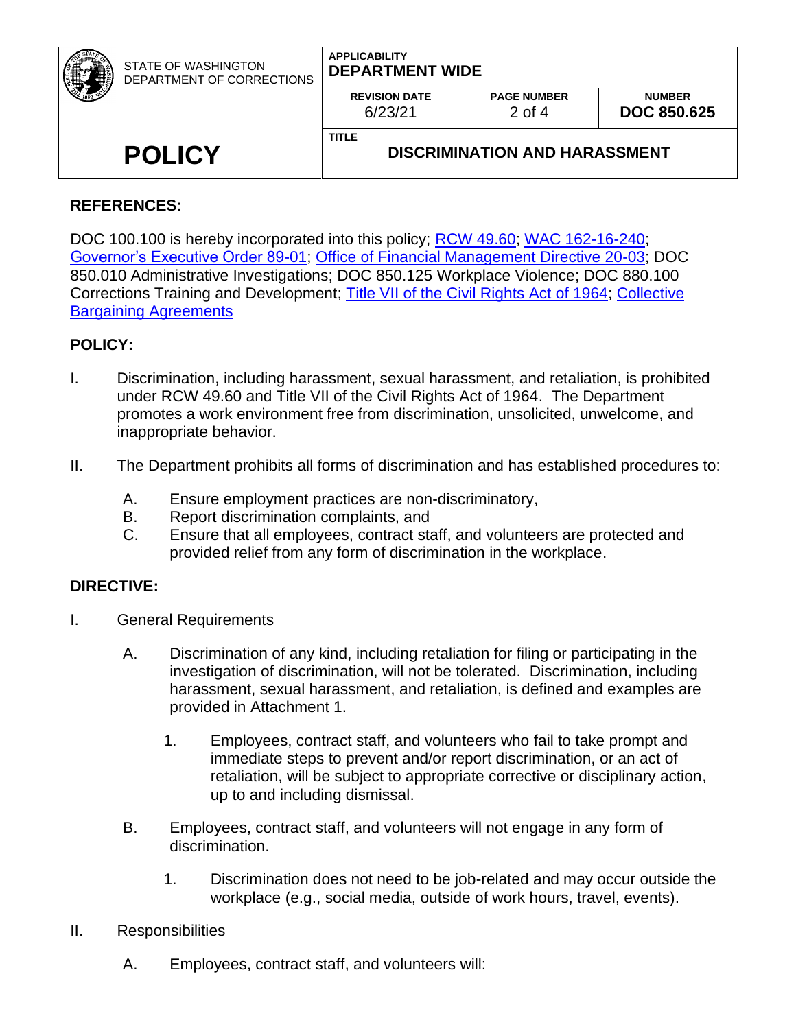## REFERENCES:

DOC 100.100 is hereby incorporated into this policy; RCW 49.60; WAC 162-16-240; Governor's Executive Order 89-01; Office of Financial Management Directive 20-03; DOC 850.010 Administrative Investigations; DOC 850.125 Workplace Violence; DOC 880.100 Corrections Training and Development; Title VII of the Civil Rights Act of 1964; Collective Bargaining Agreements

## POLICY:

I. Discrimination, including harassment, sexual harassment, and retaliation, is prohibited under RCW 49.60 and Title VII of the Civil Rights Act of 1964. The Department promotes a work environment free from discrimination, unsolicited, unwelcome, and inappropriate behavior.

II. The Department prohibits all forms of discrimination and has established procedures to:

   A. Ensure employment practices are non-discriminatory,
   B. Report discrimination complaints, and
   C. Ensure that all employees, contract staff, and volunteers are protected and provided relief from any form of discrimination in the workplace.

## DIRECTIVE:

I. General Requirements

   A. Discrimination of any kind, including retaliation for filing or participating in the investigation of discrimination, will not be tolerated. Discrimination, including harassment, sexual harassment, and retaliation, is defined and examples are provided in Attachment 1.

      1. Employees, contract staff, and volunteers who fail to take prompt and immediate steps to prevent and/or report discrimination, or an act of retaliation, will be subject to appropriate corrective or disciplinary action, up to and including dismissal.

   B. Employees, contract staff, and volunteers will not engage in any form of discrimination.

      1. Discrimination does not need to be job-related and may occur outside the workplace (e.g., social media, outside of work hours, travel, events).

II. Responsibilities

   A. Employees, contract staff, and volunteers will: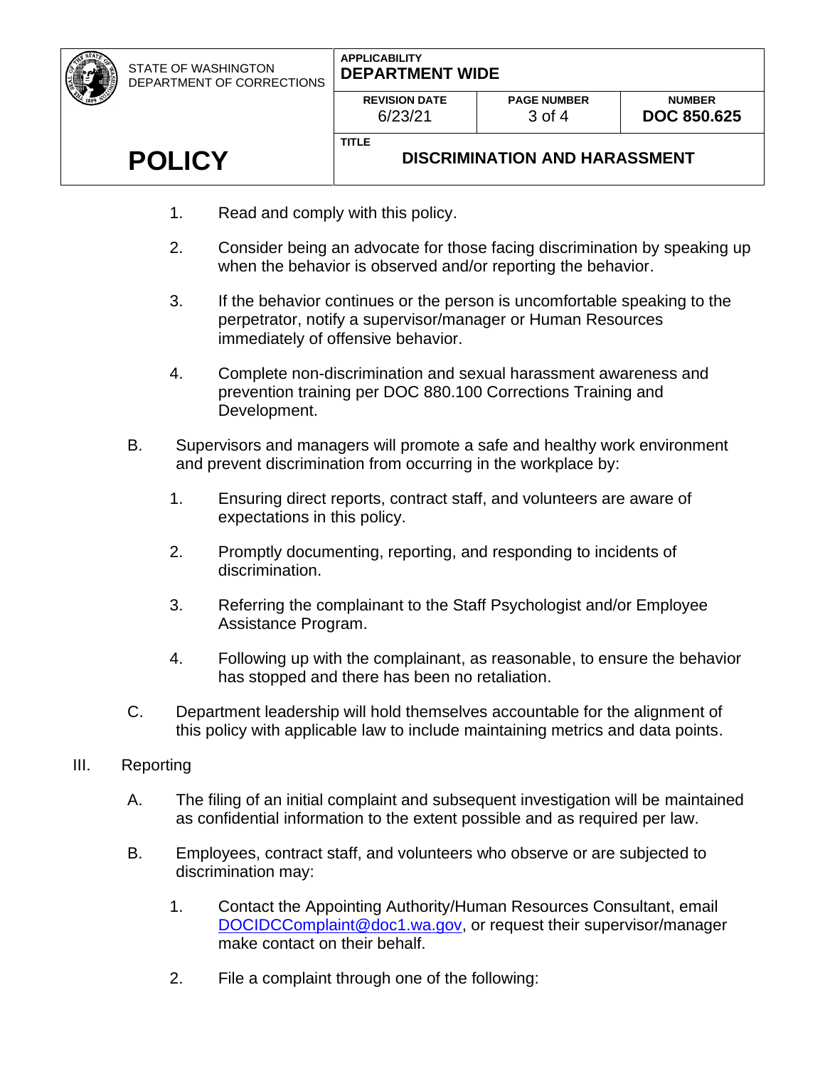1. Read and comply with this policy.

2. Consider being an advocate for those facing discrimination by speaking up when the behavior is observed and/or reporting the behavior.

3. If the behavior continues or the person is uncomfortable speaking to the perpetrator, notify a supervisor/manager or Human Resources immediately of offensive behavior.

4. Complete non-discrimination and sexual harassment awareness and prevention training per DOC 880.100 Corrections Training and Development.

B. Supervisors and managers will promote a safe and healthy work environment and prevent discrimination from occurring in the workplace by:

1. Ensuring direct reports, contract staff, and volunteers are aware of expectations in this policy.

2. Promptly documenting, reporting, and responding to incidents of discrimination.

3. Referring the complainant to the Staff Psychologist and/or Employee Assistance Program.

4. Following up with the complainant, as reasonable, to ensure the behavior has stopped and there has been no retaliation.

C. Department leadership will hold themselves accountable for the alignment of this policy with applicable law to include maintaining metrics and data points.

III. Reporting

A. The filing of an initial complaint and subsequent investigation will be maintained as confidential information to the extent possible and as required per law.

B. Employees, contract staff, and volunteers who observe or are subjected to discrimination may:

1. Contact the Appointing Authority/Human Resources Consultant, email [DOCIDCComplaint@doc1.wa.gov](mailto:DOCIDCComplaint@doc1.wa.gov), or request their supervisor/manager make contact on their behalf.

2. File a complaint through one of the following: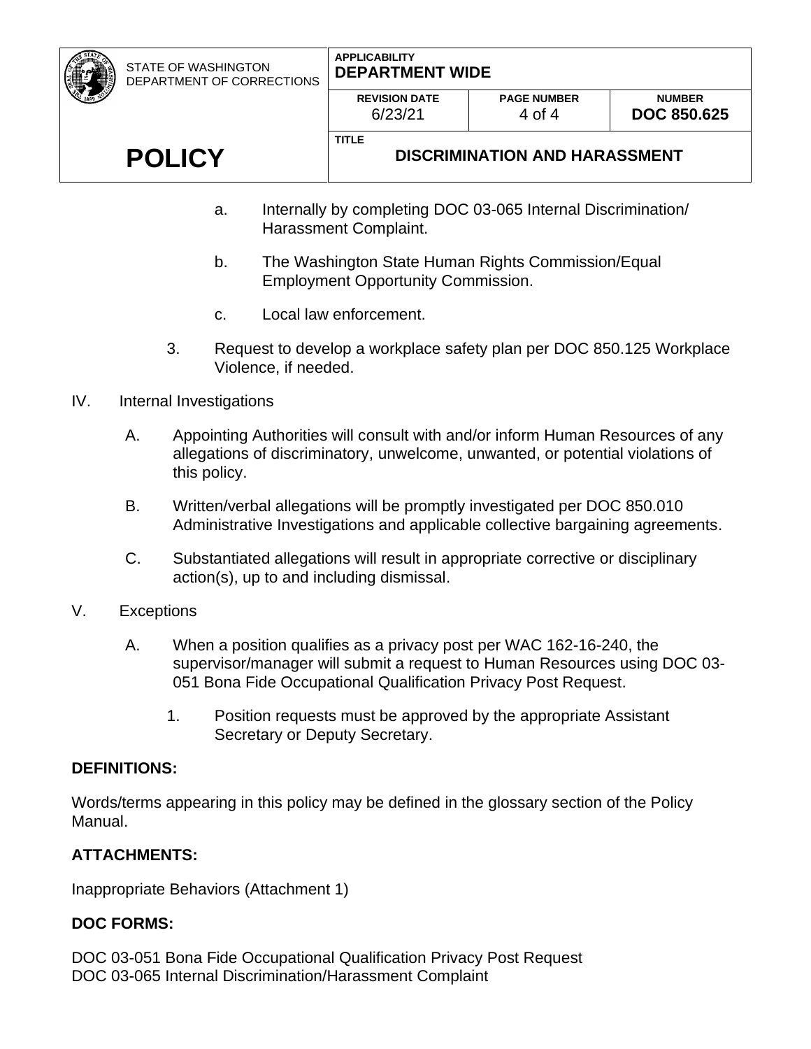a. Internally by completing DOC 03-065 Internal Discrimination/ Harassment Complaint.

b. The Washington State Human Rights Commission/Equal Employment Opportunity Commission.

c. Local law enforcement.

3. Request to develop a workplace safety plan per DOC 850.125 Workplace Violence, if needed.

IV. Internal Investigations

A. Appointing Authorities will consult with and/or inform Human Resources of any allegations of discriminatory, unwelcome, unwanted, or potential violations of this policy.

B. Written/verbal allegations will be promptly investigated per DOC 850.010 Administrative Investigations and applicable collective bargaining agreements.

C. Substantiated allegations will result in appropriate corrective or disciplinary action(s), up to and including dismissal.

V. Exceptions

A. When a position qualifies as a privacy post per WAC 162-16-240, the supervisor/manager will submit a request to Human Resources using DOC 03-051 Bona Fide Occupational Qualification Privacy Post Request.

1. Position requests must be approved by the appropriate Assistant Secretary or Deputy Secretary.

**DEFINITIONS:**

Words/terms appearing in this policy may be defined in the glossary section of the Policy Manual.

**ATTACHMENTS:**

Inappropriate Behaviors (Attachment 1)

**DOC FORMS:**

DOC 03-051 Bona Fide Occupational Qualification Privacy Post Request
DOC 03-065 Internal Discrimination/Harassment Complaint